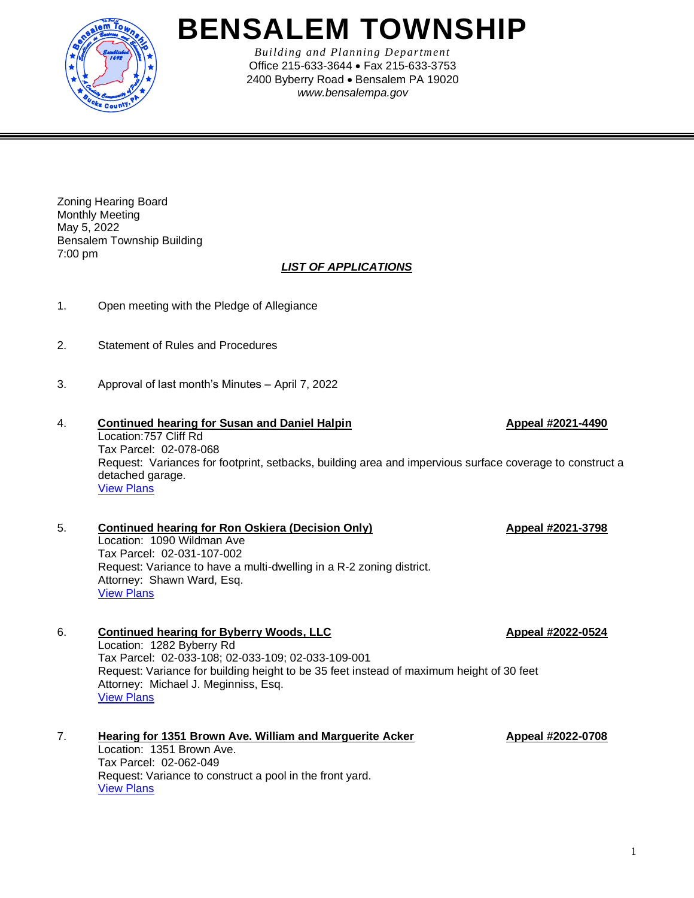# BENSALEM TOWNSHIP

*Building and Planning Department*
Office 215-633-3644 • Fax 215-633-3753
2400 Byberry Road • Bensalem PA 19020
*www.bensalempa.gov*

---

Zoning Hearing Board
Monthly Meeting
May 5, 2022
Bensalem Township Building
7:00 pm

***LIST OF APPLICATIONS***

1. Open meeting with the Pledge of Allegiance

2. Statement of Rules and Procedures

3. Approval of last month's Minutes – April 7, 2022

4. **Continued hearing for Susan and Daniel Halpin** — **Appeal #2021-4490**
   Location:757 Cliff Rd
   Tax Parcel: 02-078-068
   Request: Variances for footprint, setbacks, building area and impervious surface coverage to construct a detached garage.
   View Plans

5. **Continued hearing for Ron Oskiera (Decision Only)** — **Appeal #2021-3798**
   Location: 1090 Wildman Ave
   Tax Parcel: 02-031-107-002
   Request: Variance to have a multi-dwelling in a R-2 zoning district.
   Attorney: Shawn Ward, Esq.
   View Plans

6. **Continued hearing for Byberry Woods, LLC** — **Appeal #2022-0524**
   Location: 1282 Byberry Rd
   Tax Parcel: 02-033-108; 02-033-109; 02-033-109-001
   Request: Variance for building height to be 35 feet instead of maximum height of 30 feet
   Attorney: Michael J. Meginniss, Esq.
   View Plans

7. **Hearing for 1351 Brown Ave. William and Marguerite Acker** — **Appeal #2022-0708**
   Location: 1351 Brown Ave.
   Tax Parcel: 02-062-049
   Request: Variance to construct a pool in the front yard.
   View Plans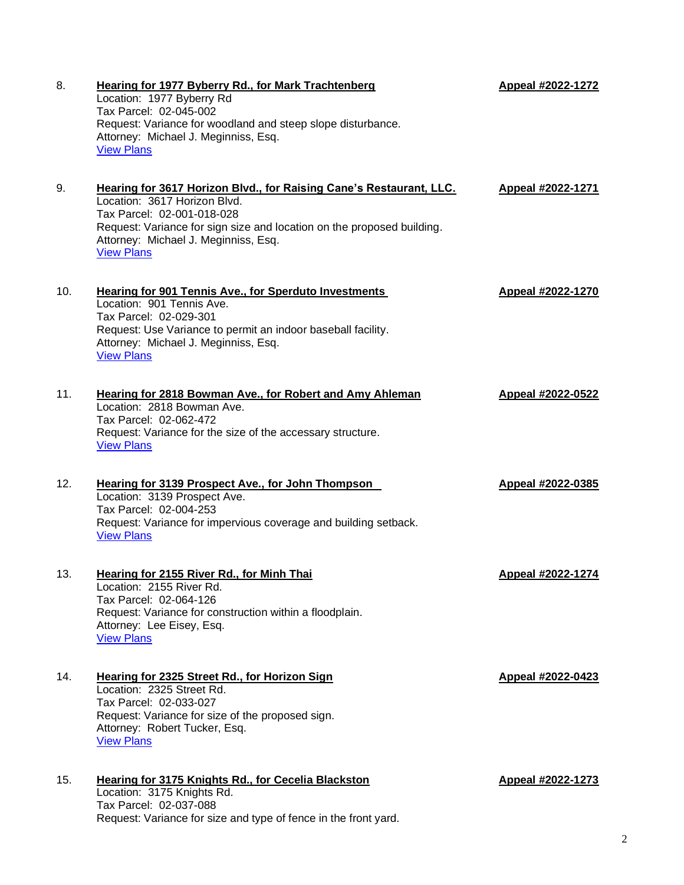8. **Hearing for 1977 Byberry Rd., for Mark Trachtenberg** **Appeal #2022-1272**
   Location: 1977 Byberry Rd
   Tax Parcel: 02-045-002
   Request: Variance for woodland and steep slope disturbance.
   Attorney: Michael J. Meginniss, Esq.
   View Plans

9. **Hearing for 3617 Horizon Blvd., for Raising Cane's Restaurant, LLC.** **Appeal #2022-1271**
   Location: 3617 Horizon Blvd.
   Tax Parcel: 02-001-018-028
   Request: Variance for sign size and location on the proposed building.
   Attorney: Michael J. Meginniss, Esq.
   View Plans

10. **Hearing for 901 Tennis Ave., for Sperduto Investments** **Appeal #2022-1270**
    Location: 901 Tennis Ave.
    Tax Parcel: 02-029-301
    Request: Use Variance to permit an indoor baseball facility.
    Attorney: Michael J. Meginniss, Esq.
    View Plans

11. **Hearing for 2818 Bowman Ave., for Robert and Amy Ahleman** **Appeal #2022-0522**
    Location: 2818 Bowman Ave.
    Tax Parcel: 02-062-472
    Request: Variance for the size of the accessary structure.
    View Plans

12. **Hearing for 3139 Prospect Ave., for John Thompson** **Appeal #2022-0385**
    Location: 3139 Prospect Ave.
    Tax Parcel: 02-004-253
    Request: Variance for impervious coverage and building setback.
    View Plans

13. **Hearing for 2155 River Rd., for Minh Thai** **Appeal #2022-1274**
    Location: 2155 River Rd.
    Tax Parcel: 02-064-126
    Request: Variance for construction within a floodplain.
    Attorney: Lee Eisey, Esq.
    View Plans

14. **Hearing for 2325 Street Rd., for Horizon Sign** **Appeal #2022-0423**
    Location: 2325 Street Rd.
    Tax Parcel: 02-033-027
    Request: Variance for size of the proposed sign.
    Attorney: Robert Tucker, Esq.
    View Plans

15. **Hearing for 3175 Knights Rd., for Cecelia Blackston** **Appeal #2022-1273**
    Location: 3175 Knights Rd.
    Tax Parcel: 02-037-088
    Request: Variance for size and type of fence in the front yard.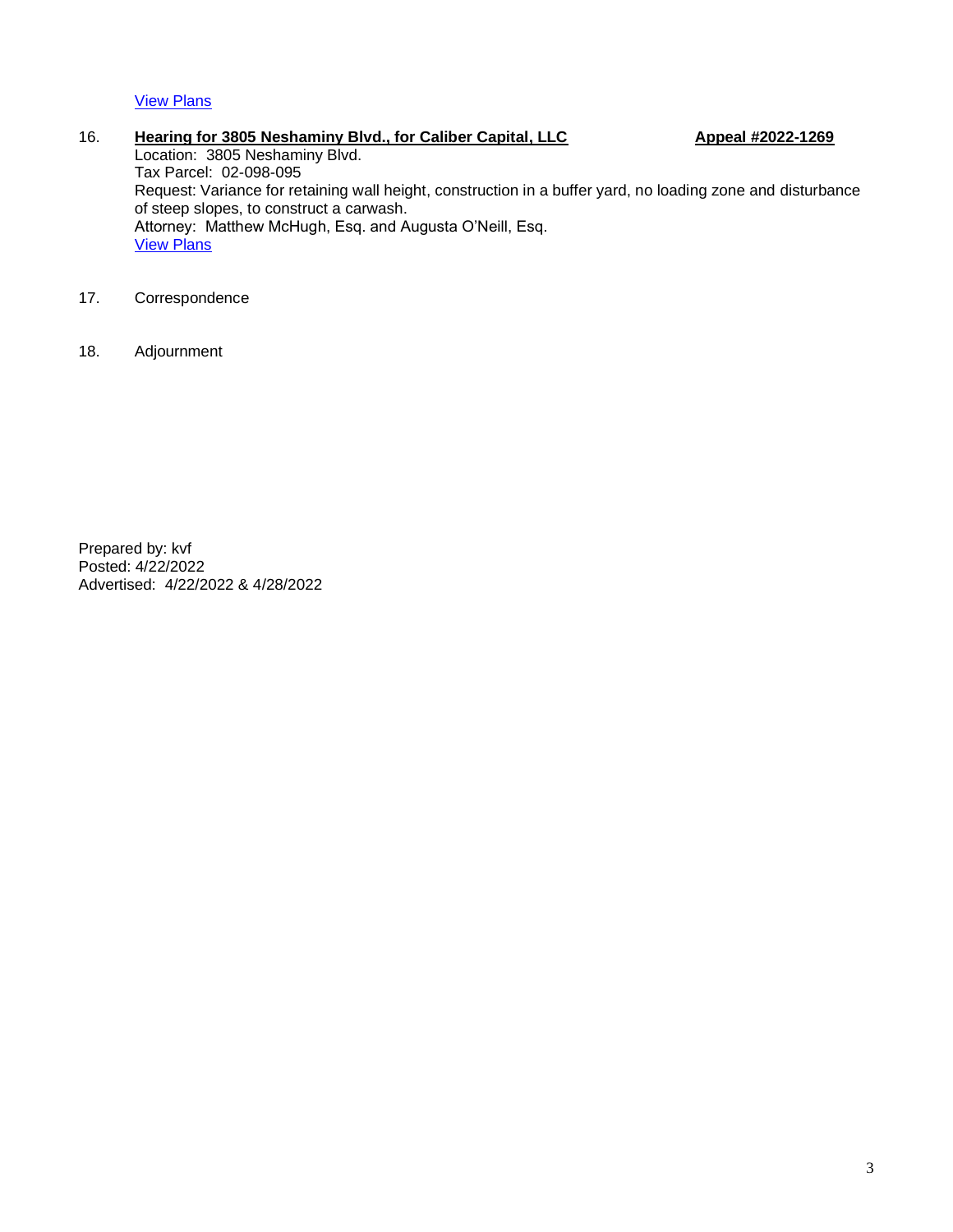[View Plans](#)

16. **Hearing for 3805 Neshaminy Blvd., for Caliber Capital, LLC** **Appeal #2022-1269**
    Location: 3805 Neshaminy Blvd.
    Tax Parcel: 02-098-095
    Request: Variance for retaining wall height, construction in a buffer yard, no loading zone and disturbance of steep slopes, to construct a carwash.
    Attorney: Matthew McHugh, Esq. and Augusta O'Neill, Esq.
    [View Plans](#)

17. Correspondence

18. Adjournment

Prepared by: kvf
Posted: 4/22/2022
Advertised: 4/22/2022 & 4/28/2022